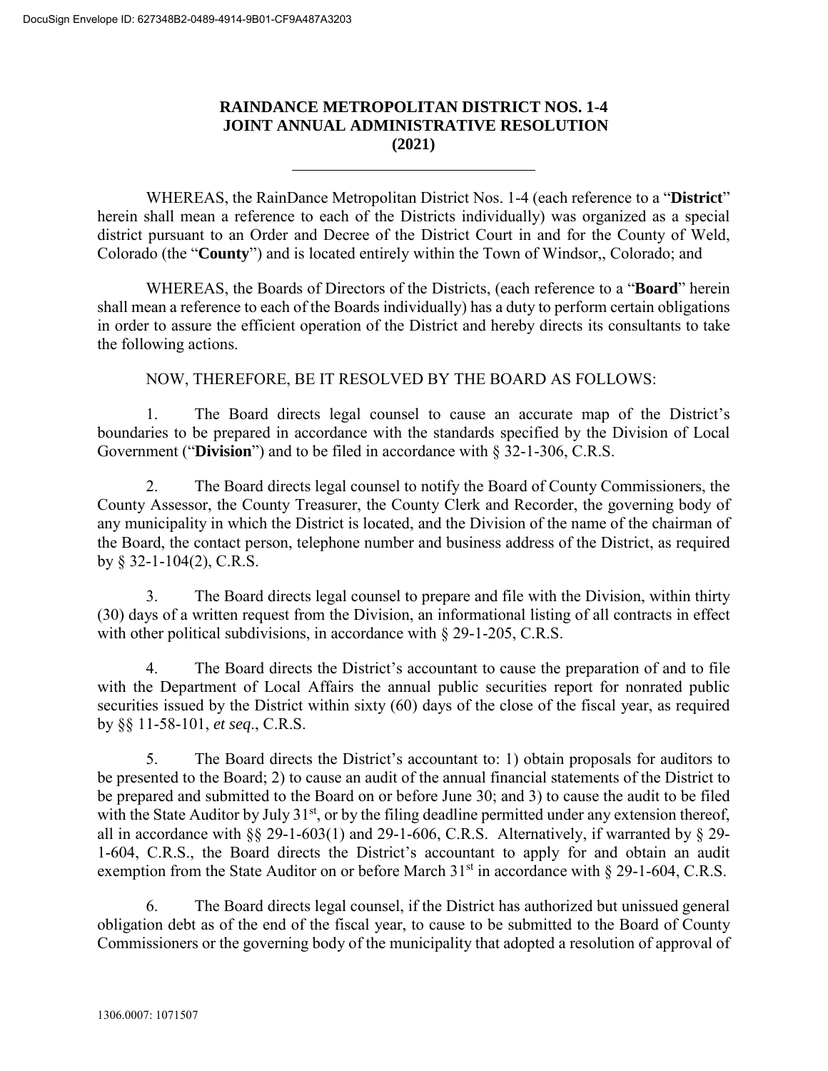# RAINDANCE METROPOLITAN DISTRICT NOS. 1-4
# JOINT ANNUAL ADMINISTRATIVE RESOLUTION
# (2021)

---

WHEREAS, the RainDance Metropolitan District Nos. 1-4 (each reference to a "**District**" herein shall mean a reference to each of the Districts individually) was organized as a special district pursuant to an Order and Decree of the District Court in and for the County of Weld, Colorado (the "**County**") and is located entirely within the Town of Windsor,, Colorado; and

WHEREAS, the Boards of Directors of the Districts, (each reference to a "**Board**" herein shall mean a reference to each of the Boards individually) has a duty to perform certain obligations in order to assure the efficient operation of the District and hereby directs its consultants to take the following actions.

NOW, THEREFORE, BE IT RESOLVED BY THE BOARD AS FOLLOWS:

1. The Board directs legal counsel to cause an accurate map of the District's boundaries to be prepared in accordance with the standards specified by the Division of Local Government ("**Division**") and to be filed in accordance with § 32-1-306, C.R.S.

2. The Board directs legal counsel to notify the Board of County Commissioners, the County Assessor, the County Treasurer, the County Clerk and Recorder, the governing body of any municipality in which the District is located, and the Division of the name of the chairman of the Board, the contact person, telephone number and business address of the District, as required by § 32-1-104(2), C.R.S.

3. The Board directs legal counsel to prepare and file with the Division, within thirty (30) days of a written request from the Division, an informational listing of all contracts in effect with other political subdivisions, in accordance with § 29-1-205, C.R.S.

4. The Board directs the District's accountant to cause the preparation of and to file with the Department of Local Affairs the annual public securities report for nonrated public securities issued by the District within sixty (60) days of the close of the fiscal year, as required by §§ 11-58-101, *et seq.*, C.R.S.

5. The Board directs the District's accountant to: 1) obtain proposals for auditors to be presented to the Board; 2) to cause an audit of the annual financial statements of the District to be prepared and submitted to the Board on or before June 30; and 3) to cause the audit to be filed with the State Auditor by July 31st, or by the filing deadline permitted under any extension thereof, all in accordance with §§ 29-1-603(1) and 29-1-606, C.R.S. Alternatively, if warranted by § 29-1-604, C.R.S., the Board directs the District's accountant to apply for and obtain an audit exemption from the State Auditor on or before March 31st in accordance with § 29-1-604, C.R.S.

6. The Board directs legal counsel, if the District has authorized but unissued general obligation debt as of the end of the fiscal year, to cause to be submitted to the Board of County Commissioners or the governing body of the municipality that adopted a resolution of approval of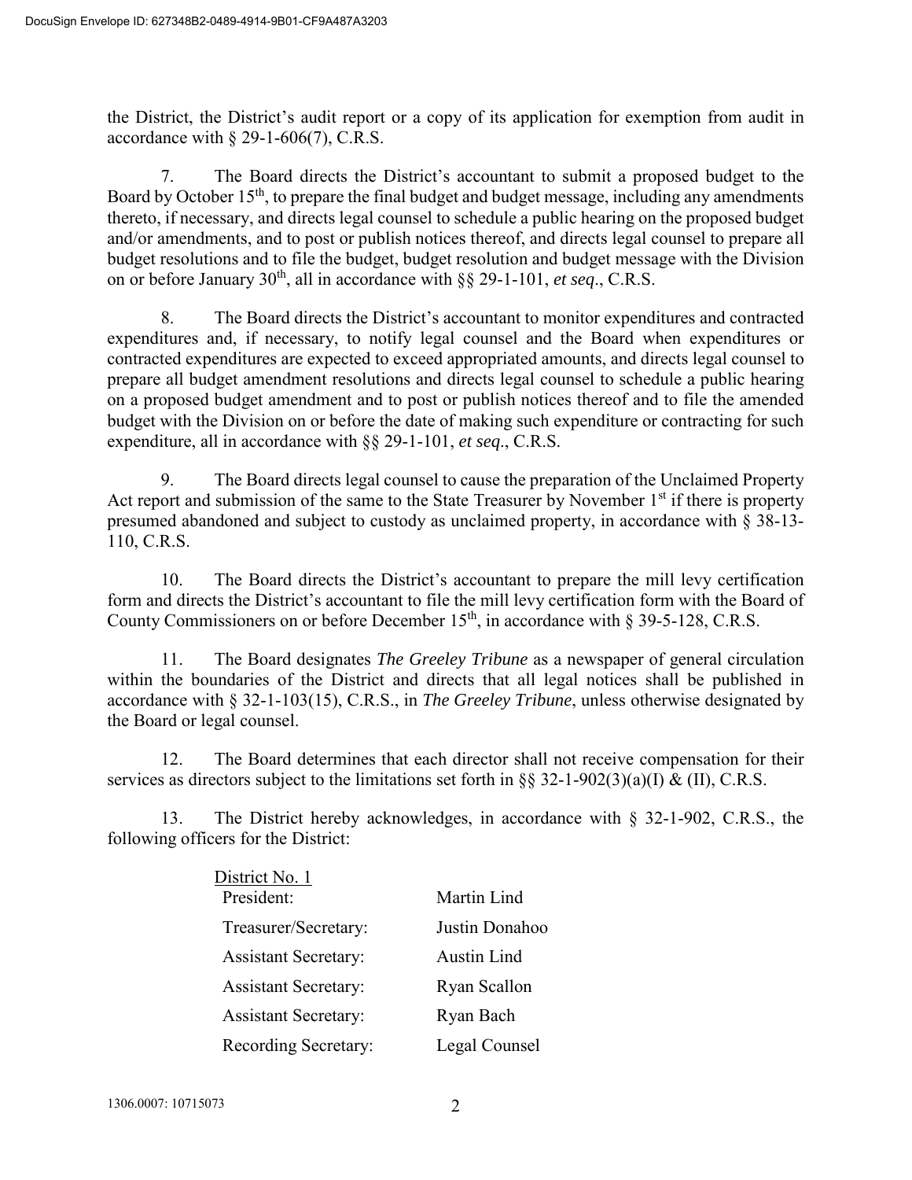the District, the District's audit report or a copy of its application for exemption from audit in accordance with § 29-1-606(7), C.R.S.

7. The Board directs the District's accountant to submit a proposed budget to the Board by October 15th, to prepare the final budget and budget message, including any amendments thereto, if necessary, and directs legal counsel to schedule a public hearing on the proposed budget and/or amendments, and to post or publish notices thereof, and directs legal counsel to prepare all budget resolutions and to file the budget, budget resolution and budget message with the Division on or before January 30th, all in accordance with §§ 29-1-101, *et seq*., C.R.S.

8. The Board directs the District's accountant to monitor expenditures and contracted expenditures and, if necessary, to notify legal counsel and the Board when expenditures or contracted expenditures are expected to exceed appropriated amounts, and directs legal counsel to prepare all budget amendment resolutions and directs legal counsel to schedule a public hearing on a proposed budget amendment and to post or publish notices thereof and to file the amended budget with the Division on or before the date of making such expenditure or contracting for such expenditure, all in accordance with §§ 29-1-101, *et seq*., C.R.S.

9. The Board directs legal counsel to cause the preparation of the Unclaimed Property Act report and submission of the same to the State Treasurer by November 1st if there is property presumed abandoned and subject to custody as unclaimed property, in accordance with § 38-13-110, C.R.S.

10. The Board directs the District's accountant to prepare the mill levy certification form and directs the District's accountant to file the mill levy certification form with the Board of County Commissioners on or before December 15th, in accordance with § 39-5-128, C.R.S.

11. The Board designates *The Greeley Tribune* as a newspaper of general circulation within the boundaries of the District and directs that all legal notices shall be published in accordance with § 32-1-103(15), C.R.S., in *The Greeley Tribune*, unless otherwise designated by the Board or legal counsel.

12. The Board determines that each director shall not receive compensation for their services as directors subject to the limitations set forth in §§ 32-1-902(3)(a)(I) & (II), C.R.S.

13. The District hereby acknowledges, in accordance with § 32-1-902, C.R.S., the following officers for the District:

| District No. 1 | |
|---|---|
| President: | Martin Lind |
| Treasurer/Secretary: | Justin Donahoo |
| Assistant Secretary: | Austin Lind |
| Assistant Secretary: | Ryan Scallon |
| Assistant Secretary: | Ryan Bach |
| Recording Secretary: | Legal Counsel |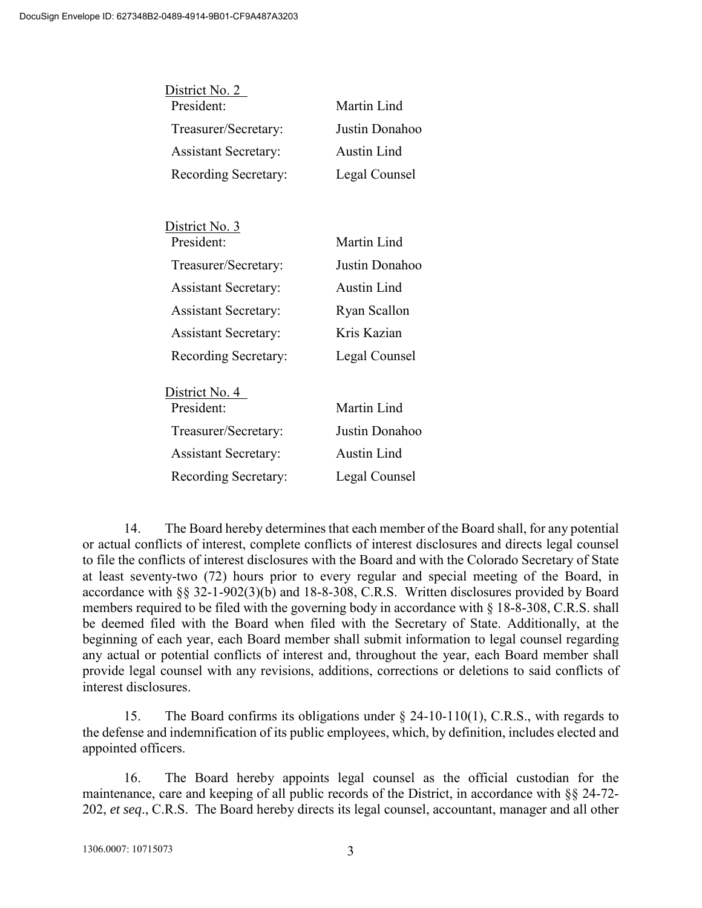<u>District No. 2</u>

| | |
|---|---|
| President: | Martin Lind |
| Treasurer/Secretary: | Justin Donahoo |
| Assistant Secretary: | Austin Lind |
| Recording Secretary: | Legal Counsel |

<u>District No. 3</u>

| | |
|---|---|
| President: | Martin Lind |
| Treasurer/Secretary: | Justin Donahoo |
| Assistant Secretary: | Austin Lind |
| Assistant Secretary: | Ryan Scallon |
| Assistant Secretary: | Kris Kazian |
| Recording Secretary: | Legal Counsel |

<u>District No. 4</u>

| | |
|---|---|
| President: | Martin Lind |
| Treasurer/Secretary: | Justin Donahoo |
| Assistant Secretary: | Austin Lind |
| Recording Secretary: | Legal Counsel |

14. The Board hereby determines that each member of the Board shall, for any potential or actual conflicts of interest, complete conflicts of interest disclosures and directs legal counsel to file the conflicts of interest disclosures with the Board and with the Colorado Secretary of State at least seventy-two (72) hours prior to every regular and special meeting of the Board, in accordance with §§ 32-1-902(3)(b) and 18-8-308, C.R.S. Written disclosures provided by Board members required to be filed with the governing body in accordance with § 18-8-308, C.R.S. shall be deemed filed with the Board when filed with the Secretary of State. Additionally, at the beginning of each year, each Board member shall submit information to legal counsel regarding any actual or potential conflicts of interest and, throughout the year, each Board member shall provide legal counsel with any revisions, additions, corrections or deletions to said conflicts of interest disclosures.

15. The Board confirms its obligations under § 24-10-110(1), C.R.S., with regards to the defense and indemnification of its public employees, which, by definition, includes elected and appointed officers.

16. The Board hereby appoints legal counsel as the official custodian for the maintenance, care and keeping of all public records of the District, in accordance with §§ 24-72-202, *et seq*., C.R.S. The Board hereby directs its legal counsel, accountant, manager and all other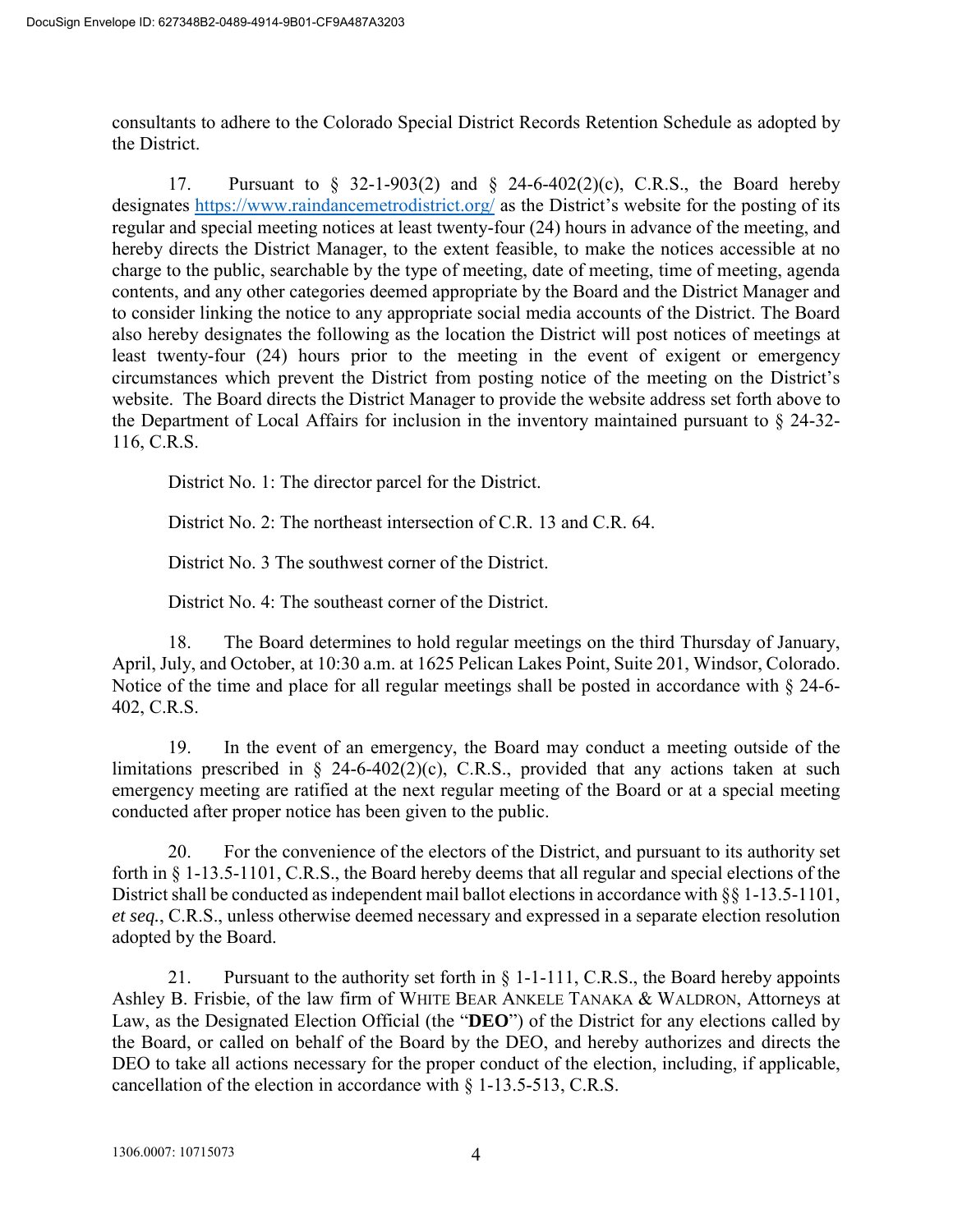consultants to adhere to the Colorado Special District Records Retention Schedule as adopted by the District.

17. Pursuant to § 32-1-903(2) and § 24-6-402(2)(c), C.R.S., the Board hereby designates [https://www.raindancemetrodistrict.org/](https://www.raindancemetrodistrict.org/) as the District's website for the posting of its regular and special meeting notices at least twenty-four (24) hours in advance of the meeting, and hereby directs the District Manager, to the extent feasible, to make the notices accessible at no charge to the public, searchable by the type of meeting, date of meeting, time of meeting, agenda contents, and any other categories deemed appropriate by the Board and the District Manager and to consider linking the notice to any appropriate social media accounts of the District. The Board also hereby designates the following as the location the District will post notices of meetings at least twenty-four (24) hours prior to the meeting in the event of exigent or emergency circumstances which prevent the District from posting notice of the meeting on the District's website. The Board directs the District Manager to provide the website address set forth above to the Department of Local Affairs for inclusion in the inventory maintained pursuant to § 24-32-116, C.R.S.

District No. 1: The director parcel for the District.

District No. 2: The northeast intersection of C.R. 13 and C.R. 64.

District No. 3 The southwest corner of the District.

District No. 4: The southeast corner of the District.

18. The Board determines to hold regular meetings on the third Thursday of January, April, July, and October, at 10:30 a.m. at 1625 Pelican Lakes Point, Suite 201, Windsor, Colorado. Notice of the time and place for all regular meetings shall be posted in accordance with § 24-6-402, C.R.S.

19. In the event of an emergency, the Board may conduct a meeting outside of the limitations prescribed in § 24-6-402(2)(c), C.R.S., provided that any actions taken at such emergency meeting are ratified at the next regular meeting of the Board or at a special meeting conducted after proper notice has been given to the public.

20. For the convenience of the electors of the District, and pursuant to its authority set forth in § 1-13.5-1101, C.R.S., the Board hereby deems that all regular and special elections of the District shall be conducted as independent mail ballot elections in accordance with §§ 1-13.5-1101, *et seq.*, C.R.S., unless otherwise deemed necessary and expressed in a separate election resolution adopted by the Board.

21. Pursuant to the authority set forth in § 1-1-111, C.R.S., the Board hereby appoints Ashley B. Frisbie, of the law firm of WHITE BEAR ANKELE TANAKA & WALDRON, Attorneys at Law, as the Designated Election Official (the "**DEO**") of the District for any elections called by the Board, or called on behalf of the Board by the DEO, and hereby authorizes and directs the DEO to take all actions necessary for the proper conduct of the election, including, if applicable, cancellation of the election in accordance with § 1-13.5-513, C.R.S.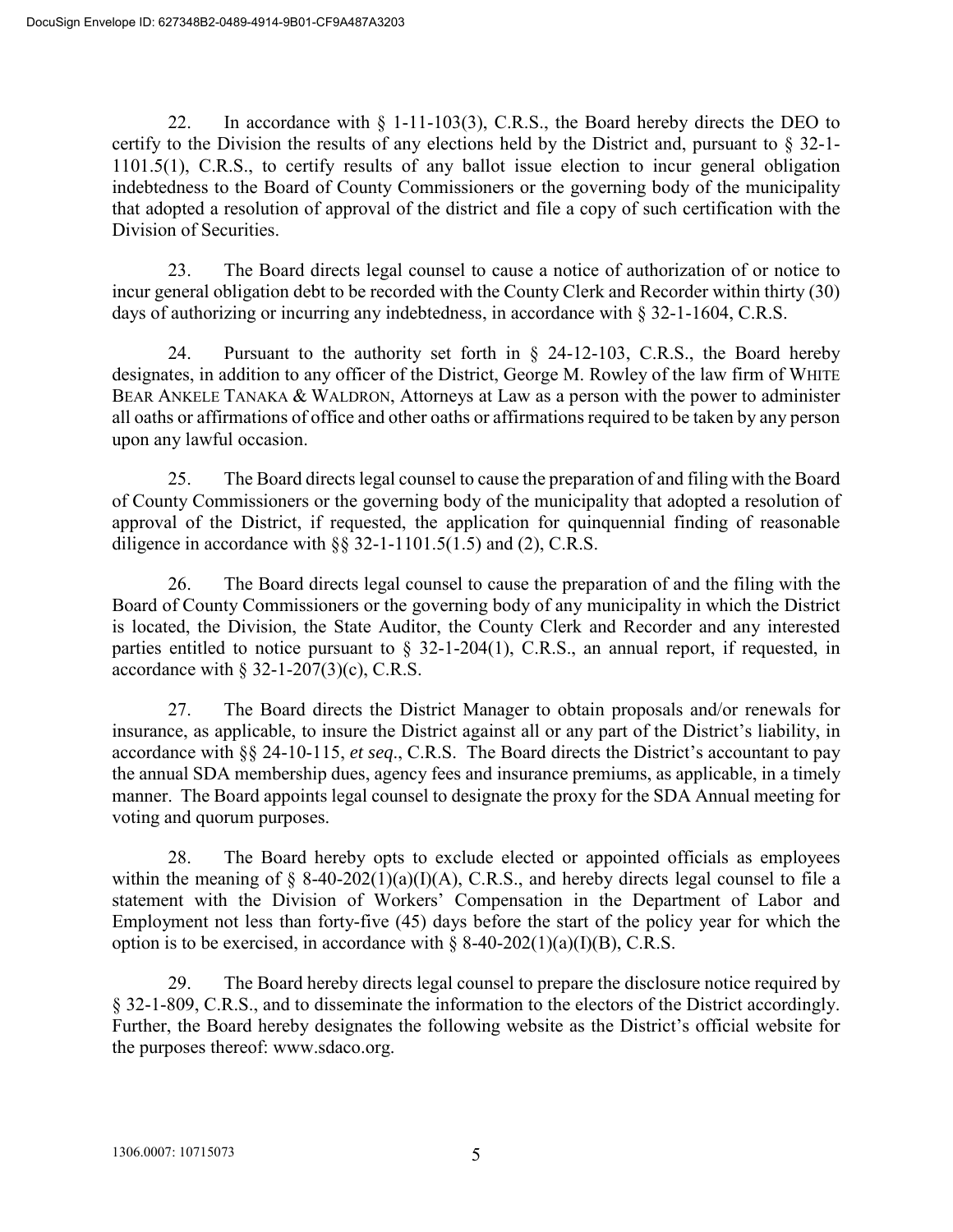22. In accordance with § 1-11-103(3), C.R.S., the Board hereby directs the DEO to certify to the Division the results of any elections held by the District and, pursuant to § 32-1-1101.5(1), C.R.S., to certify results of any ballot issue election to incur general obligation indebtedness to the Board of County Commissioners or the governing body of the municipality that adopted a resolution of approval of the district and file a copy of such certification with the Division of Securities.

23. The Board directs legal counsel to cause a notice of authorization of or notice to incur general obligation debt to be recorded with the County Clerk and Recorder within thirty (30) days of authorizing or incurring any indebtedness, in accordance with § 32-1-1604, C.R.S.

24. Pursuant to the authority set forth in § 24-12-103, C.R.S., the Board hereby designates, in addition to any officer of the District, George M. Rowley of the law firm of WHITE BEAR ANKELE TANAKA & WALDRON, Attorneys at Law as a person with the power to administer all oaths or affirmations of office and other oaths or affirmations required to be taken by any person upon any lawful occasion.

25. The Board directs legal counsel to cause the preparation of and filing with the Board of County Commissioners or the governing body of the municipality that adopted a resolution of approval of the District, if requested, the application for quinquennial finding of reasonable diligence in accordance with §§ 32-1-1101.5(1.5) and (2), C.R.S.

26. The Board directs legal counsel to cause the preparation of and the filing with the Board of County Commissioners or the governing body of any municipality in which the District is located, the Division, the State Auditor, the County Clerk and Recorder and any interested parties entitled to notice pursuant to § 32-1-204(1), C.R.S., an annual report, if requested, in accordance with § 32-1-207(3)(c), C.R.S.

27. The Board directs the District Manager to obtain proposals and/or renewals for insurance, as applicable, to insure the District against all or any part of the District's liability, in accordance with §§ 24-10-115, *et seq*., C.R.S. The Board directs the District's accountant to pay the annual SDA membership dues, agency fees and insurance premiums, as applicable, in a timely manner. The Board appoints legal counsel to designate the proxy for the SDA Annual meeting for voting and quorum purposes.

28. The Board hereby opts to exclude elected or appointed officials as employees within the meaning of § 8-40-202(1)(a)(I)(A), C.R.S., and hereby directs legal counsel to file a statement with the Division of Workers' Compensation in the Department of Labor and Employment not less than forty-five (45) days before the start of the policy year for which the option is to be exercised, in accordance with § 8-40-202(1)(a)(I)(B), C.R.S.

29. The Board hereby directs legal counsel to prepare the disclosure notice required by § 32-1-809, C.R.S., and to disseminate the information to the electors of the District accordingly. Further, the Board hereby designates the following website as the District's official website for the purposes thereof: www.sdaco.org.

1306.0007: 10715073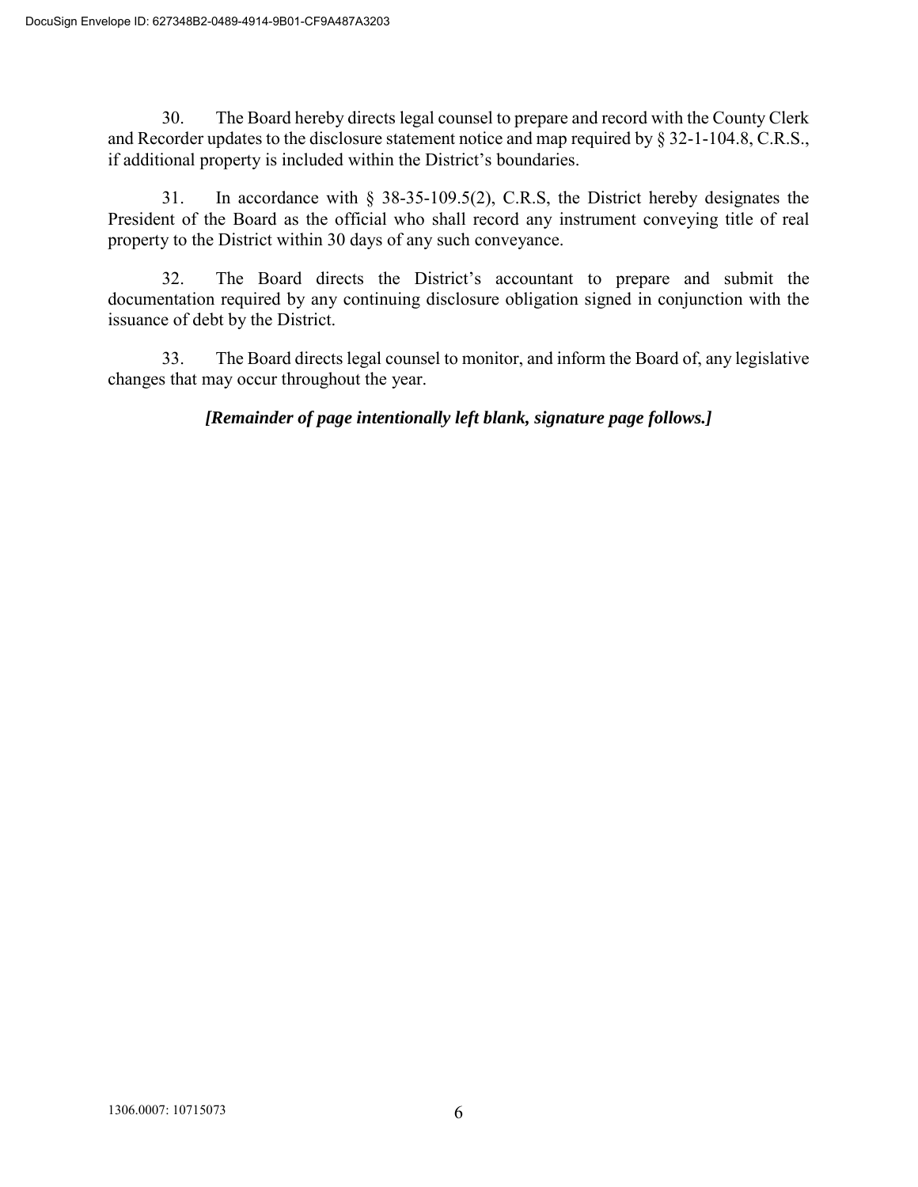30. The Board hereby directs legal counsel to prepare and record with the County Clerk and Recorder updates to the disclosure statement notice and map required by § 32-1-104.8, C.R.S., if additional property is included within the District's boundaries.

31. In accordance with § 38-35-109.5(2), C.R.S, the District hereby designates the President of the Board as the official who shall record any instrument conveying title of real property to the District within 30 days of any such conveyance.

32. The Board directs the District's accountant to prepare and submit the documentation required by any continuing disclosure obligation signed in conjunction with the issuance of debt by the District.

33. The Board directs legal counsel to monitor, and inform the Board of, any legislative changes that may occur throughout the year.

***[Remainder of page intentionally left blank, signature page follows.]***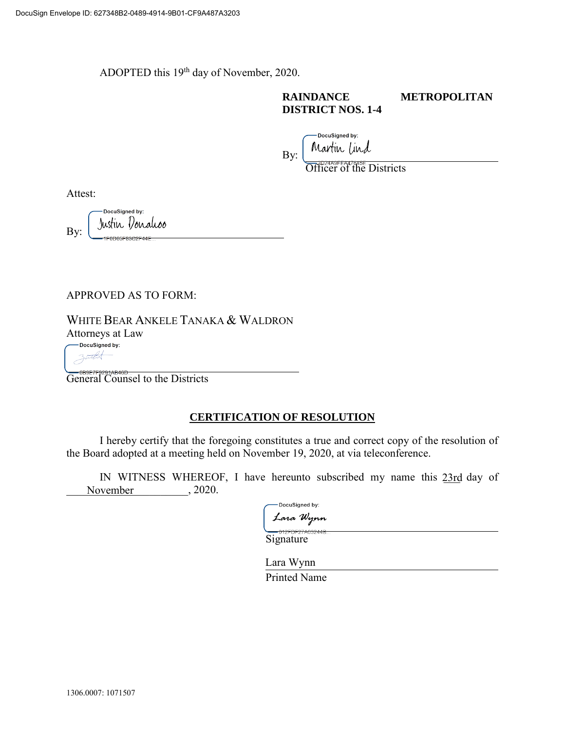ADOPTED this 19th day of November, 2020.

**RAINDANCE METROPOLITAN DISTRICT NOS. 1-4**

By: DocuSigned by: Martin Lind
Officer of the Districts

Attest:

By: DocuSigned by: Justin Donahoo

APPROVED AS TO FORM:

WHITE BEAR ANKELE TANAKA & WALDRON
Attorneys at Law

DocuSigned by:

General Counsel to the Districts

**CERTIFICATION OF RESOLUTION**

I hereby certify that the foregoing constitutes a true and correct copy of the resolution of the Board adopted at a meeting held on November 19, 2020, at via teleconference.

IN WITNESS WHEREOF, I have hereunto subscribed my name this 23rd day of November, 2020.

DocuSigned by: Lara Wynn
Signature

Lara Wynn
Printed Name

1306.0007: 1071507